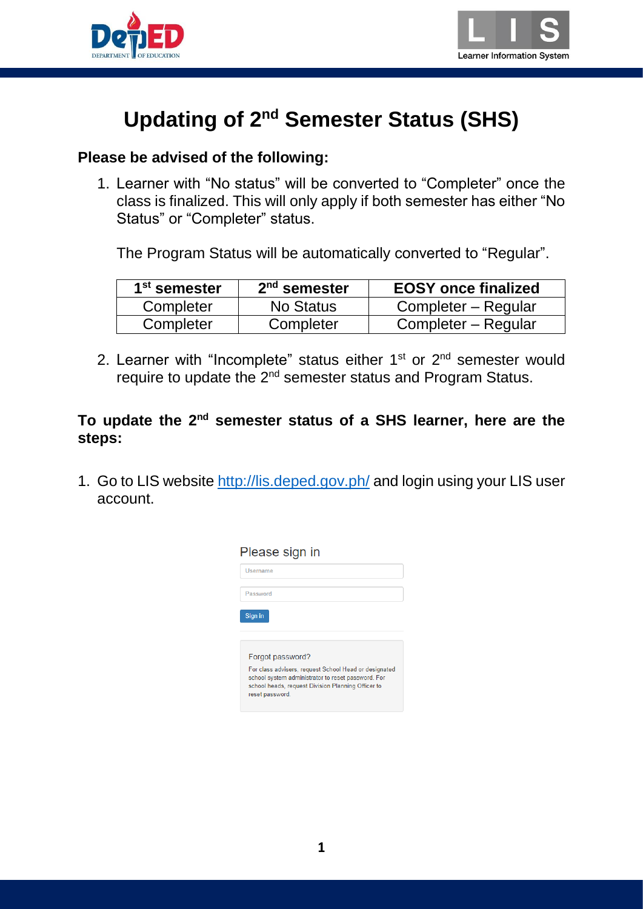# Updating of 2nd Semester Status (SHS)

**Please be advised of the following:**

1. Learner with "No status" will be converted to "Completer" once the class is finalized. This will only apply if both semester has either "No Status" or "Completer" status.

   The Program Status will be automatically converted to "Regular".

   | 1st semester | 2nd semester | EOSY once finalized |
   |---|---|---|
   | Completer | No Status | Completer – Regular |
   | Completer | Completer | Completer – Regular |

2. Learner with "Incomplete" status either 1st or 2nd semester would require to update the 2nd semester status and Program Status.

**To update the 2nd semester status of a SHS learner, here are the steps:**

1. Go to LIS website http://lis.deped.gov.ph/ and login using your LIS user account.

Please sign in

Username

Password

Sign in

Forgot password?

For class advisers, request School Head or designated school system administrator to reset password. For school heads, request Division Planning Officer to reset password.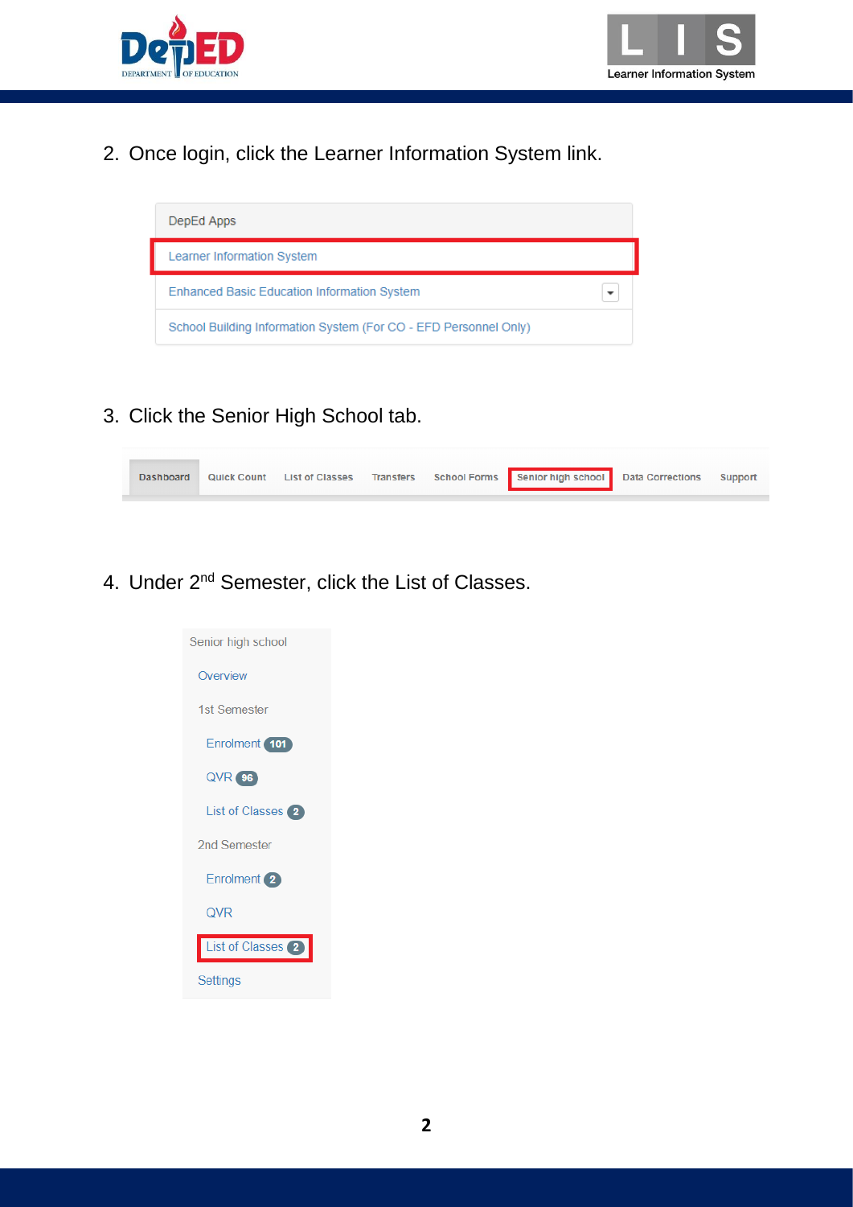2. Once login, click the Learner Information System link.

DepEd Apps

- Learner Information System
- Enhanced Basic Education Information System
- School Building Information System (For CO - EFD Personnel Only)

3. Click the Senior High School tab.

Dashboard | Quick Count | List of Classes | Transfers | School Forms | Senior high school | Data Corrections | Support

4. Under 2nd Semester, click the List of Classes.

Senior high school

- Overview
- 1st Semester
  - Enrolment 101
  - QVR 96
  - List of Classes 2
- 2nd Semester
  - Enrolment 2
  - QVR
  - List of Classes 2
- Settings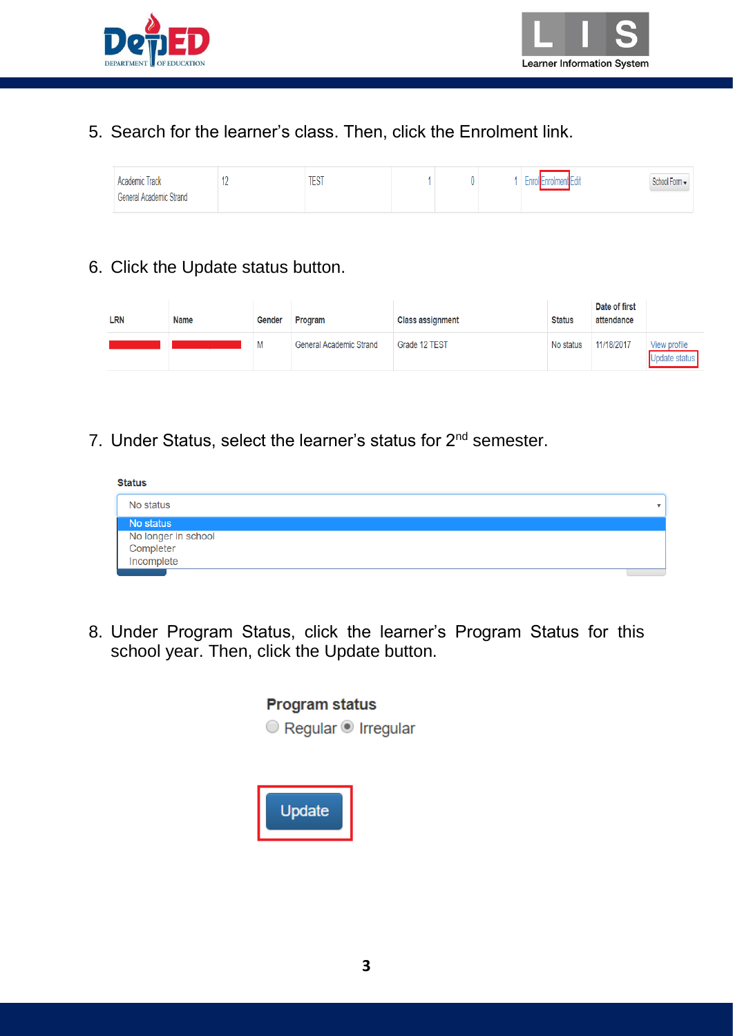5. Search for the learner's class. Then, click the Enrolment link.

| Academic Track General Academic Strand | 12 | TEST | 1 | 0 | 1 | Enrol Enrolment Edit | School Form ▾ |
|---|---|---|---|---|---|---|---|

6. Click the Update status button.

| LRN | Name | Gender | Program | Class assignment | Status | Date of first attendance | |
|---|---|---|---|---|---|---|---|
| | | M | General Academic Strand | Grade 12 TEST | No status | 11/18/2017 | View profile Update status |

7. Under Status, select the learner's status for 2nd semester.

**Status**

No status ▾

- No status
- No longer in school
- Completer
- Incomplete

8. Under Program Status, click the learner's Program Status for this school year. Then, click the Update button.

**Program status**

○ Regular ◉ Irregular

Update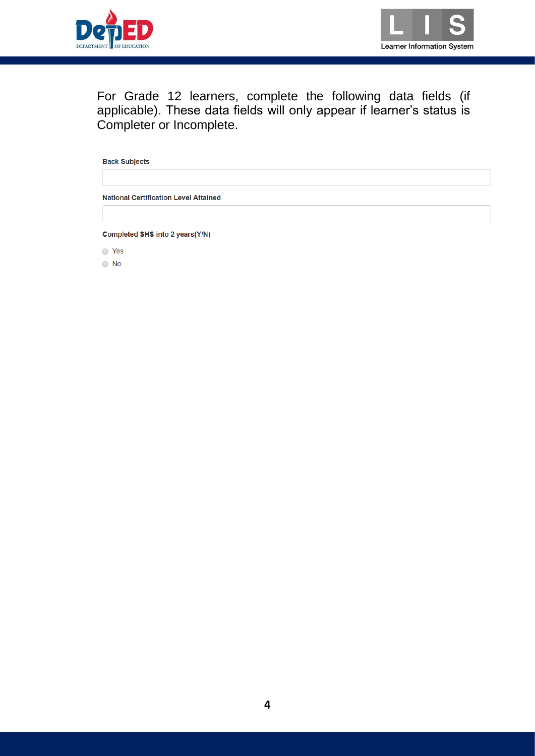For Grade 12 learners, complete the following data fields (if applicable). These data fields will only appear if learner's status is Completer or Incomplete.

**Back Subjects**

**National Certification Level Attained**

**Completed SHS into 2 years(Y/N)**

- Yes
- No